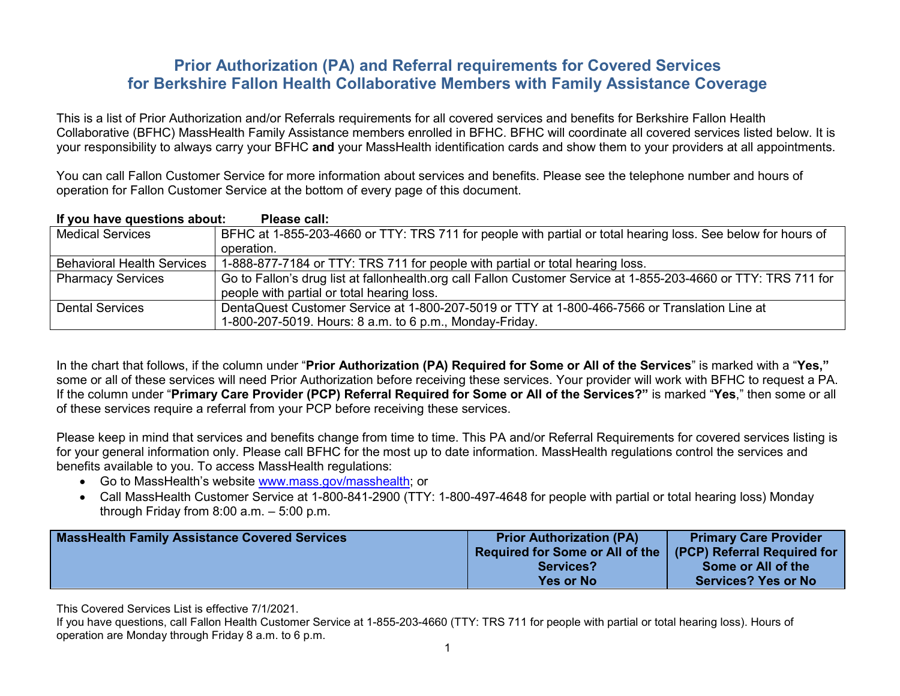# Prior Authorization (PA) and Referral requirements for Covered Services for Berkshire Fallon Health Collaborative Members with Family Assistance Coverage

This is a list of Prior Authorization and/or Referrals requirements for all covered services and benefits for Berkshire Fallon Health Collaborative (BFHC) MassHealth Family Assistance members enrolled in BFHC. BFHC will coordinate all covered services listed below. It is your responsibility to always carry your BFHC **and** your MassHealth identification cards and show them to your providers at all appointments.

You can call Fallon Customer Service for more information about services and benefits. Please see the telephone number and hours of operation for Fallon Customer Service at the bottom of every page of this document.

| **If you have questions about:** | **Please call:** |
|---|---|
| Medical Services | BFHC at 1-855-203-4660 or TTY: TRS 711 for people with partial or total hearing loss. See below for hours of operation. |
| Behavioral Health Services | 1-888-877-7184 or TTY: TRS 711 for people with partial or total hearing loss. |
| Pharmacy Services | Go to Fallon's drug list at fallonhealth.org call Fallon Customer Service at 1-855-203-4660 or TTY: TRS 711 for people with partial or total hearing loss. |
| Dental Services | DentaQuest Customer Service at 1-800-207-5019 or TTY at 1-800-466-7566 or Translation Line at 1-800-207-5019. Hours: 8 a.m. to 6 p.m., Monday-Friday. |

In the chart that follows, if the column under "**Prior Authorization (PA) Required for Some or All of the Services**" is marked with a "**Yes,"** some or all of these services will need Prior Authorization before receiving these services. Your provider will work with BFHC to request a PA. If the column under "**Primary Care Provider (PCP) Referral Required for Some or All of the Services?"** is marked "**Yes**," then some or all of these services require a referral from your PCP before receiving these services.

Please keep in mind that services and benefits change from time to time. This PA and/or Referral Requirements for covered services listing is for your general information only. Please call BFHC for the most up to date information. MassHealth regulations control the services and benefits available to you. To access MassHealth regulations:

- Go to MassHealth's website www.mass.gov/masshealth; or
- Call MassHealth Customer Service at 1-800-841-2900 (TTY: 1-800-497-4648 for people with partial or total hearing loss) Monday through Friday from 8:00 a.m. – 5:00 p.m.

| MassHealth Family Assistance Covered Services | Prior Authorization (PA) Required for Some or All of the Services? Yes or No | Primary Care Provider (PCP) Referral Required for Some or All of the Services? Yes or No |
|---|---|---|

This Covered Services List is effective 7/1/2021.

If you have questions, call Fallon Health Customer Service at 1-855-203-4660 (TTY: TRS 711 for people with partial or total hearing loss). Hours of operation are Monday through Friday 8 a.m. to 6 p.m.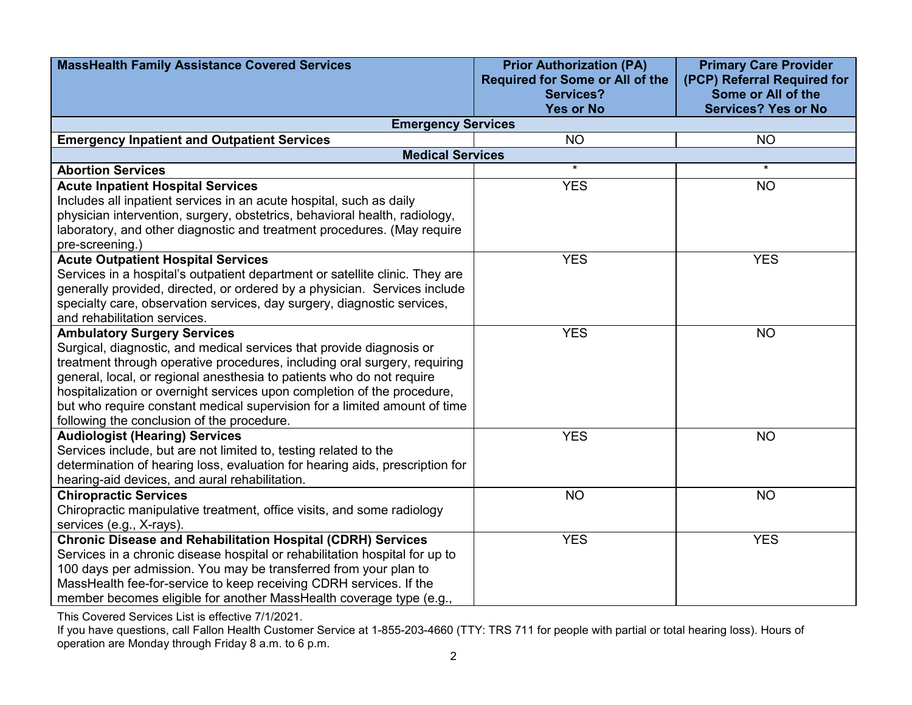| MassHealth Family Assistance Covered Services | Prior Authorization (PA) Required for Some or All of the Services? Yes or No | Primary Care Provider (PCP) Referral Required for Some or All of the Services? Yes or No |
|---|---|---|
| **Emergency Services** | | |
| **Emergency Inpatient and Outpatient Services** | NO | NO |
| **Medical Services** | | |
| **Abortion Services** | * | * |
| **Acute Inpatient Hospital Services** Includes all inpatient services in an acute hospital, such as daily physician intervention, surgery, obstetrics, behavioral health, radiology, laboratory, and other diagnostic and treatment procedures. (May require pre-screening.) | YES | NO |
| **Acute Outpatient Hospital Services** Services in a hospital's outpatient department or satellite clinic. They are generally provided, directed, or ordered by a physician. Services include specialty care, observation services, day surgery, diagnostic services, and rehabilitation services. | YES | YES |
| **Ambulatory Surgery Services** Surgical, diagnostic, and medical services that provide diagnosis or treatment through operative procedures, including oral surgery, requiring general, local, or regional anesthesia to patients who do not require hospitalization or overnight services upon completion of the procedure, but who require constant medical supervision for a limited amount of time following the conclusion of the procedure. | YES | NO |
| **Audiologist (Hearing) Services** Services include, but are not limited to, testing related to the determination of hearing loss, evaluation for hearing aids, prescription for hearing-aid devices, and aural rehabilitation. | YES | NO |
| **Chiropractic Services** Chiropractic manipulative treatment, office visits, and some radiology services (e.g., X-rays). | NO | NO |
| **Chronic Disease and Rehabilitation Hospital (CDRH) Services** Services in a chronic disease hospital or rehabilitation hospital for up to 100 days per admission. You may be transferred from your plan to MassHealth fee-for-service to keep receiving CDRH services. If the member becomes eligible for another MassHealth coverage type (e.g., | YES | YES |

This Covered Services List is effective 7/1/2021.

If you have questions, call Fallon Health Customer Service at 1-855-203-4660 (TTY: TRS 711 for people with partial or total hearing loss). Hours of operation are Monday through Friday 8 a.m. to 6 p.m.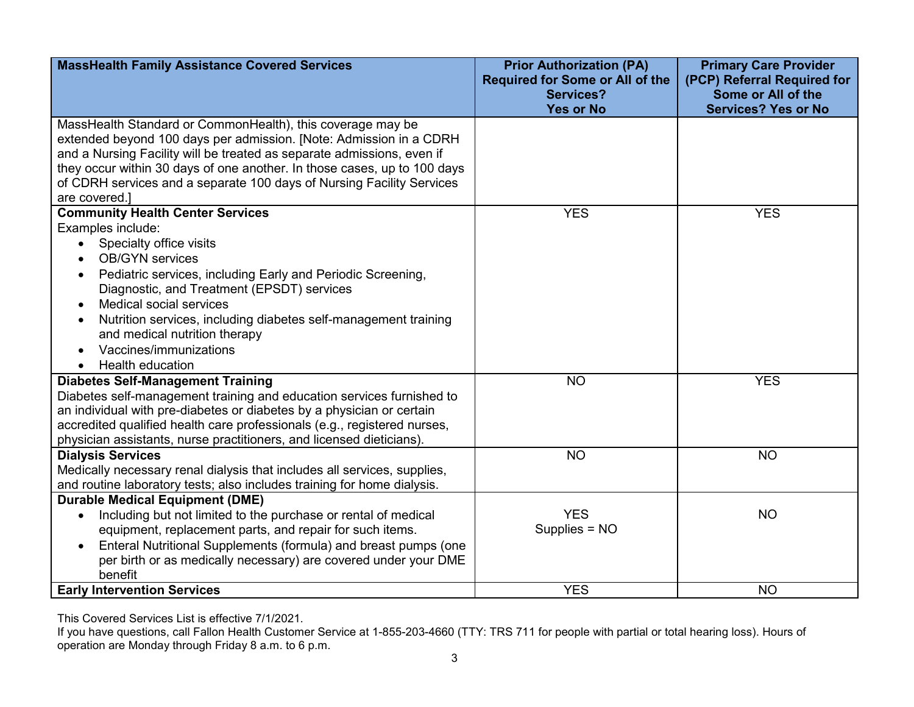| MassHealth Family Assistance Covered Services | Prior Authorization (PA) Required for Some or All of the Services? Yes or No | Primary Care Provider (PCP) Referral Required for Some or All of the Services? Yes or No |
|---|---|---|
| MassHealth Standard or CommonHealth), this coverage may be extended beyond 100 days per admission. [Note: Admission in a CDRH and a Nursing Facility will be treated as separate admissions, even if they occur within 30 days of one another. In those cases, up to 100 days of CDRH services and a separate 100 days of Nursing Facility Services are covered.] | | |
| **Community Health Center Services**<br>Examples include:<br>• Specialty office visits<br>• OB/GYN services<br>• Pediatric services, including Early and Periodic Screening, Diagnostic, and Treatment (EPSDT) services<br>• Medical social services<br>• Nutrition services, including diabetes self-management training and medical nutrition therapy<br>• Vaccines/immunizations<br>• Health education | YES | YES |
| **Diabetes Self-Management Training**<br>Diabetes self-management training and education services furnished to an individual with pre-diabetes or diabetes by a physician or certain accredited qualified health care professionals (e.g., registered nurses, physician assistants, nurse practitioners, and licensed dieticians). | NO | YES |
| **Dialysis Services**<br>Medically necessary renal dialysis that includes all services, supplies, and routine laboratory tests; also includes training for home dialysis. | NO | NO |
| **Durable Medical Equipment (DME)**<br>• Including but not limited to the purchase or rental of medical equipment, replacement parts, and repair for such items.<br>• Enteral Nutritional Supplements (formula) and breast pumps (one per birth or as medically necessary) are covered under your DME benefit | YES<br>Supplies = NO | NO |
| **Early Intervention Services** | YES | NO |

This Covered Services List is effective 7/1/2021.
If you have questions, call Fallon Health Customer Service at 1-855-203-4660 (TTY: TRS 711 for people with partial or total hearing loss). Hours of operation are Monday through Friday 8 a.m. to 6 p.m.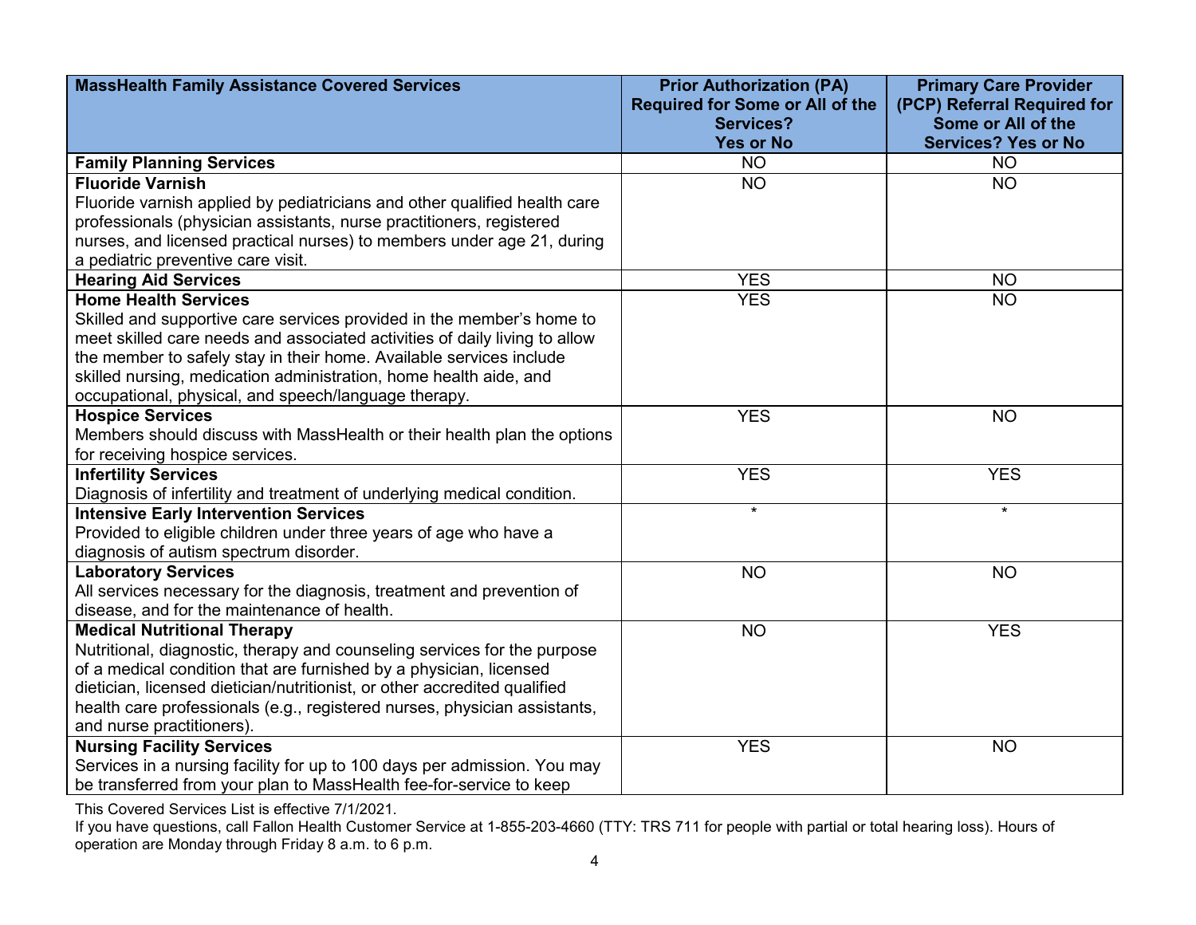| MassHealth Family Assistance Covered Services | Prior Authorization (PA) Required for Some or All of the Services? Yes or No | Primary Care Provider (PCP) Referral Required for Some or All of the Services? Yes or No |
|---|---|---|
| **Family Planning Services** | NO | NO |
| **Fluoride Varnish**<br>Fluoride varnish applied by pediatricians and other qualified health care professionals (physician assistants, nurse practitioners, registered nurses, and licensed practical nurses) to members under age 21, during a pediatric preventive care visit. | NO | NO |
| **Hearing Aid Services** | YES | NO |
| **Home Health Services**<br>Skilled and supportive care services provided in the member's home to meet skilled care needs and associated activities of daily living to allow the member to safely stay in their home. Available services include skilled nursing, medication administration, home health aide, and occupational, physical, and speech/language therapy. | YES | NO |
| **Hospice Services**<br>Members should discuss with MassHealth or their health plan the options for receiving hospice services. | YES | NO |
| **Infertility Services**<br>Diagnosis of infertility and treatment of underlying medical condition. | YES | YES |
| **Intensive Early Intervention Services**<br>Provided to eligible children under three years of age who have a diagnosis of autism spectrum disorder. | * | * |
| **Laboratory Services**<br>All services necessary for the diagnosis, treatment and prevention of disease, and for the maintenance of health. | NO | NO |
| **Medical Nutritional Therapy**<br>Nutritional, diagnostic, therapy and counseling services for the purpose of a medical condition that are furnished by a physician, licensed dietician, licensed dietician/nutritionist, or other accredited qualified health care professionals (e.g., registered nurses, physician assistants, and nurse practitioners). | NO | YES |
| **Nursing Facility Services**<br>Services in a nursing facility for up to 100 days per admission. You may be transferred from your plan to MassHealth fee-for-service to keep | YES | NO |

This Covered Services List is effective 7/1/2021.

If you have questions, call Fallon Health Customer Service at 1-855-203-4660 (TTY: TRS 711 for people with partial or total hearing loss). Hours of operation are Monday through Friday 8 a.m. to 6 p.m.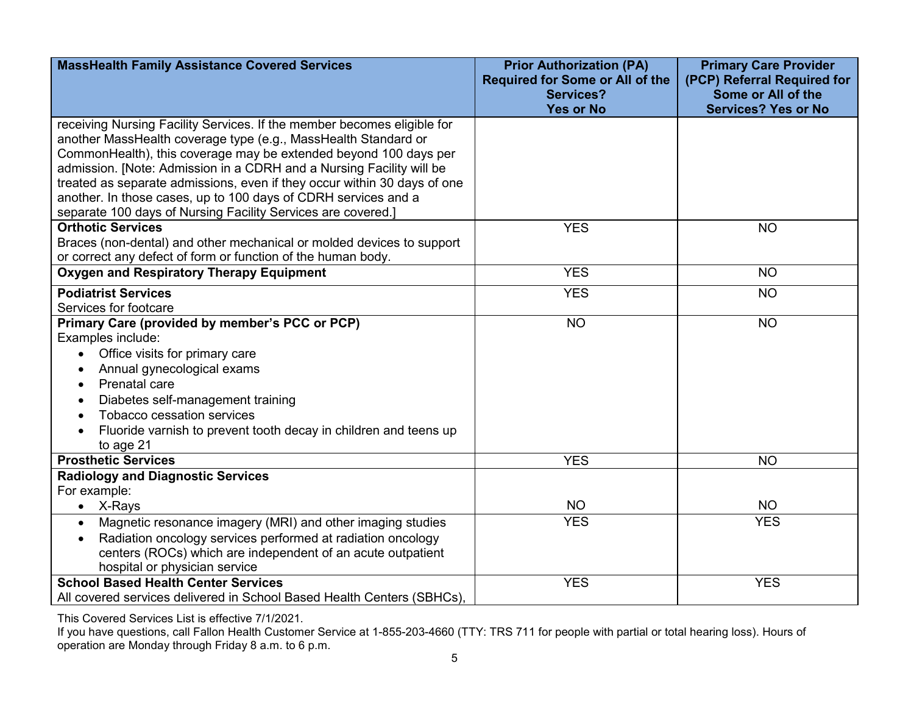| MassHealth Family Assistance Covered Services | Prior Authorization (PA) Required for Some or All of the Services? Yes or No | Primary Care Provider (PCP) Referral Required for Some or All of the Services? Yes or No |
|---|---|---|
| receiving Nursing Facility Services. If the member becomes eligible for another MassHealth coverage type (e.g., MassHealth Standard or CommonHealth), this coverage may be extended beyond 100 days per admission. [Note: Admission in a CDRH and a Nursing Facility will be treated as separate admissions, even if they occur within 30 days of one another. In those cases, up to 100 days of CDRH services and a separate 100 days of Nursing Facility Services are covered.] | | |
| **Orthotic Services**<br>Braces (non-dental) and other mechanical or molded devices to support or correct any defect of form or function of the human body. | YES | NO |
| **Oxygen and Respiratory Therapy Equipment** | YES | NO |
| **Podiatrist Services**<br>Services for footcare | YES | NO |
| **Primary Care (provided by member's PCC or PCP)**<br>Examples include:<br>• Office visits for primary care<br>• Annual gynecological exams<br>• Prenatal care<br>• Diabetes self-management training<br>• Tobacco cessation services<br>• Fluoride varnish to prevent tooth decay in children and teens up to age 21 | NO | NO |
| **Prosthetic Services** | YES | NO |
| **Radiology and Diagnostic Services**<br>For example:<br>• X-Rays | NO | NO |
| • Magnetic resonance imagery (MRI) and other imaging studies<br>• Radiation oncology services performed at radiation oncology centers (ROCs) which are independent of an acute outpatient hospital or physician service | YES | YES |
| **School Based Health Center Services**<br>All covered services delivered in School Based Health Centers (SBHCs), | YES | YES |

This Covered Services List is effective 7/1/2021.

If you have questions, call Fallon Health Customer Service at 1-855-203-4660 (TTY: TRS 711 for people with partial or total hearing loss). Hours of operation are Monday through Friday 8 a.m. to 6 p.m.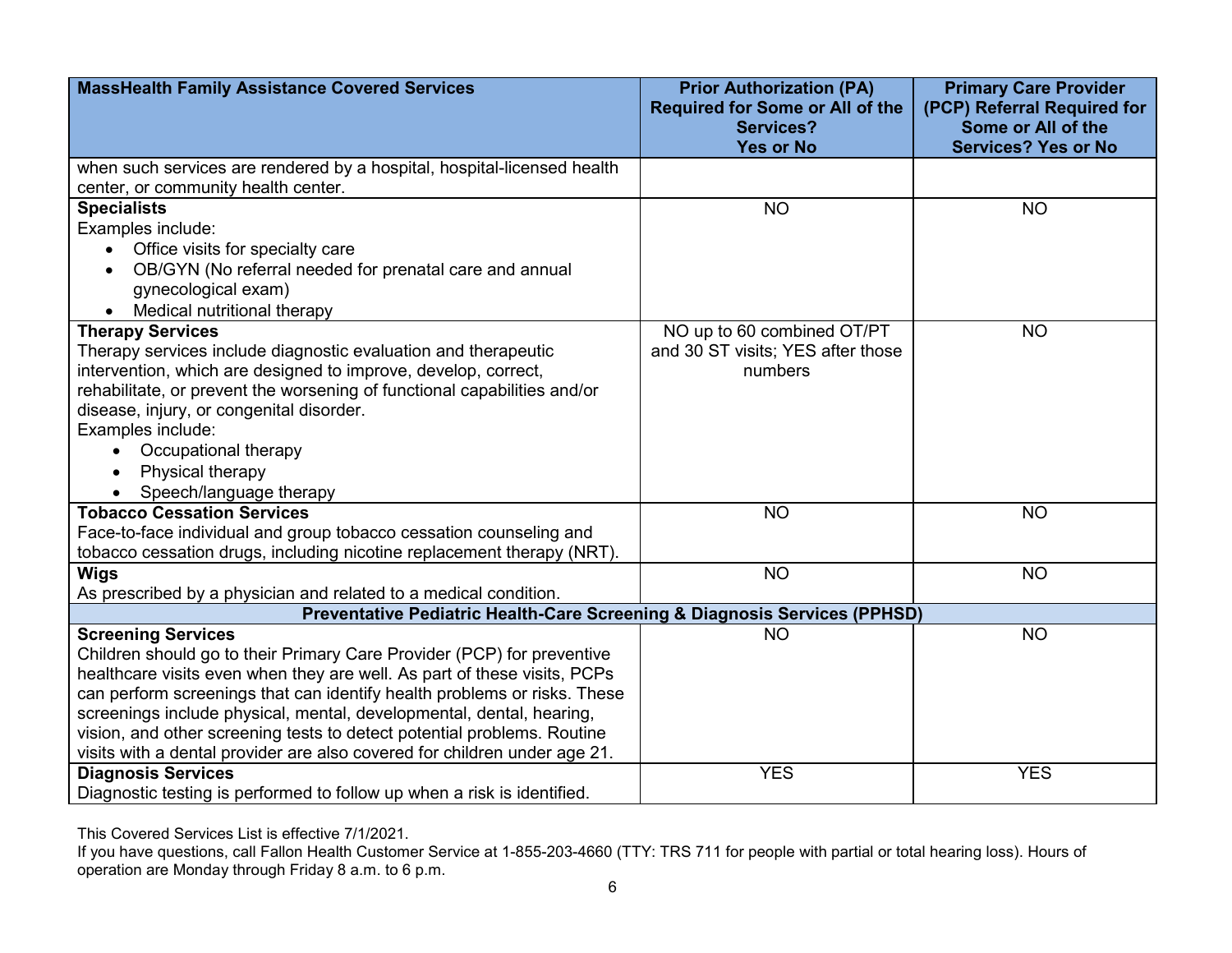| MassHealth Family Assistance Covered Services | Prior Authorization (PA) Required for Some or All of the Services? Yes or No | Primary Care Provider (PCP) Referral Required for Some or All of the Services? Yes or No |
|---|---|---|
| when such services are rendered by a hospital, hospital-licensed health center, or community health center. | | |
| **Specialists**<br>Examples include:<br>• Office visits for specialty care<br>• OB/GYN (No referral needed for prenatal care and annual gynecological exam)<br>• Medical nutritional therapy | NO | NO |
| **Therapy Services**<br>Therapy services include diagnostic evaluation and therapeutic intervention, which are designed to improve, develop, correct, rehabilitate, or prevent the worsening of functional capabilities and/or disease, injury, or congenital disorder.<br>Examples include:<br>• Occupational therapy<br>• Physical therapy<br>• Speech/language therapy | NO up to 60 combined OT/PT and 30 ST visits; YES after those numbers | NO |
| **Tobacco Cessation Services**<br>Face-to-face individual and group tobacco cessation counseling and tobacco cessation drugs, including nicotine replacement therapy (NRT). | NO | NO |
| **Wigs**<br>As prescribed by a physician and related to a medical condition. | NO | NO |
| **Preventative Pediatric Health-Care Screening & Diagnosis Services (PPHSD)** | | |
| **Screening Services**<br>Children should go to their Primary Care Provider (PCP) for preventive healthcare visits even when they are well. As part of these visits, PCPs can perform screenings that can identify health problems or risks. These screenings include physical, mental, developmental, dental, hearing, vision, and other screening tests to detect potential problems. Routine visits with a dental provider are also covered for children under age 21. | NO | NO |
| **Diagnosis Services**<br>Diagnostic testing is performed to follow up when a risk is identified. | YES | YES |

This Covered Services List is effective 7/1/2021.

If you have questions, call Fallon Health Customer Service at 1-855-203-4660 (TTY: TRS 711 for people with partial or total hearing loss). Hours of operation are Monday through Friday 8 a.m. to 6 p.m.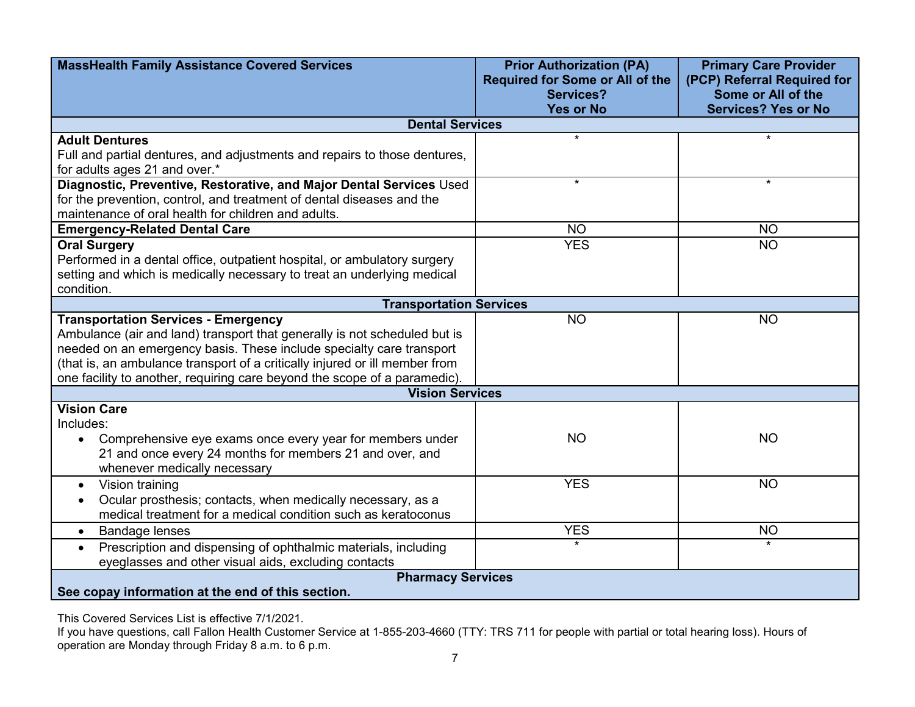| MassHealth Family Assistance Covered Services | Prior Authorization (PA) Required for Some or All of the Services? Yes or No | Primary Care Provider (PCP) Referral Required for Some or All of the Services? Yes or No |
|---|---|---|
| **Dental Services** | | |
| **Adult Dentures**<br>Full and partial dentures, and adjustments and repairs to those dentures, for adults ages 21 and over.* | * | * |
| **Diagnostic, Preventive, Restorative, and Major Dental Services** Used for the prevention, control, and treatment of dental diseases and the maintenance of oral health for children and adults. | * | * |
| **Emergency-Related Dental Care** | NO | NO |
| **Oral Surgery**<br>Performed in a dental office, outpatient hospital, or ambulatory surgery setting and which is medically necessary to treat an underlying medical condition. | YES | NO |
| **Transportation Services** | | |
| **Transportation Services - Emergency**<br>Ambulance (air and land) transport that generally is not scheduled but is needed on an emergency basis. These include specialty care transport (that is, an ambulance transport of a critically injured or ill member from one facility to another, requiring care beyond the scope of a paramedic). | NO | NO |
| **Vision Services** | | |
| **Vision Care**<br>Includes:<br>• Comprehensive eye exams once every year for members under 21 and once every 24 months for members 21 and over, and whenever medically necessary | NO | NO |
| • Vision training<br>• Ocular prosthesis; contacts, when medically necessary, as a medical treatment for a medical condition such as keratoconus | YES | NO |
| • Bandage lenses | YES | NO |
| • Prescription and dispensing of ophthalmic materials, including eyeglasses and other visual aids, excluding contacts | * | * |
| **Pharmacy Services**<br>**See copay information at the end of this section.** | | |

This Covered Services List is effective 7/1/2021.
If you have questions, call Fallon Health Customer Service at 1-855-203-4660 (TTY: TRS 711 for people with partial or total hearing loss). Hours of operation are Monday through Friday 8 a.m. to 6 p.m.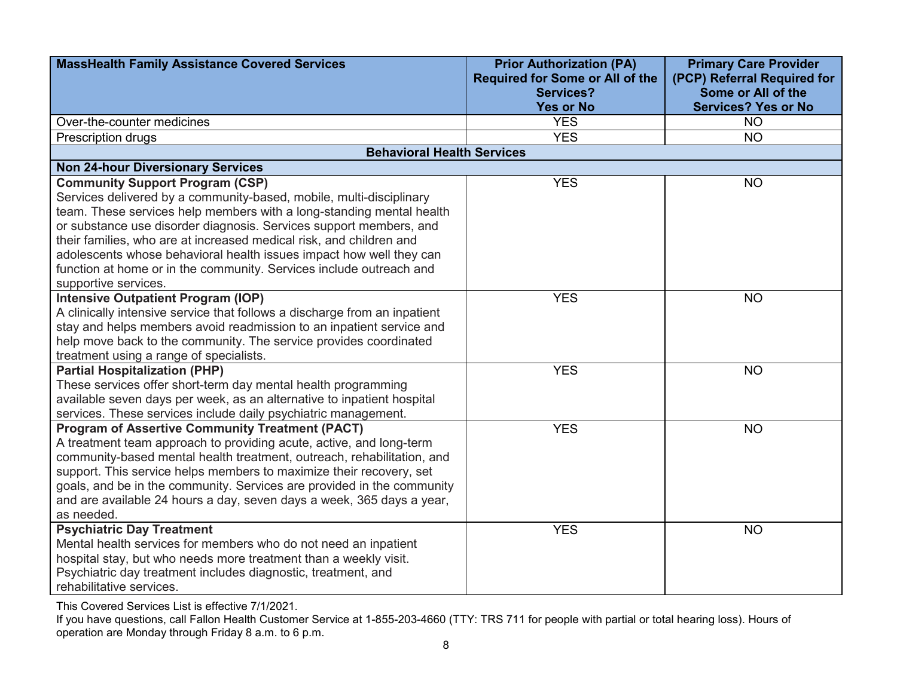| MassHealth Family Assistance Covered Services | Prior Authorization (PA) Required for Some or All of the Services? Yes or No | Primary Care Provider (PCP) Referral Required for Some or All of the Services? Yes or No |
|---|---|---|
| Over-the-counter medicines | YES | NO |
| Prescription drugs | YES | NO |
| **Behavioral Health Services** | | |
| **Non 24-hour Diversionary Services** | | |
| **Community Support Program (CSP)** Services delivered by a community-based, mobile, multi-disciplinary team. These services help members with a long-standing mental health or substance use disorder diagnosis. Services support members, and their families, who are at increased medical risk, and children and adolescents whose behavioral health issues impact how well they can function at home or in the community. Services include outreach and supportive services. | YES | NO |
| **Intensive Outpatient Program (IOP)** A clinically intensive service that follows a discharge from an inpatient stay and helps members avoid readmission to an inpatient service and help move back to the community. The service provides coordinated treatment using a range of specialists. | YES | NO |
| **Partial Hospitalization (PHP)** These services offer short-term day mental health programming available seven days per week, as an alternative to inpatient hospital services. These services include daily psychiatric management. | YES | NO |
| **Program of Assertive Community Treatment (PACT)** A treatment team approach to providing acute, active, and long-term community-based mental health treatment, outreach, rehabilitation, and support. This service helps members to maximize their recovery, set goals, and be in the community. Services are provided in the community and are available 24 hours a day, seven days a week, 365 days a year, as needed. | YES | NO |
| **Psychiatric Day Treatment** Mental health services for members who do not need an inpatient hospital stay, but who needs more treatment than a weekly visit. Psychiatric day treatment includes diagnostic, treatment, and rehabilitative services. | YES | NO |

This Covered Services List is effective 7/1/2021.

If you have questions, call Fallon Health Customer Service at 1-855-203-4660 (TTY: TRS 711 for people with partial or total hearing loss). Hours of operation are Monday through Friday 8 a.m. to 6 p.m.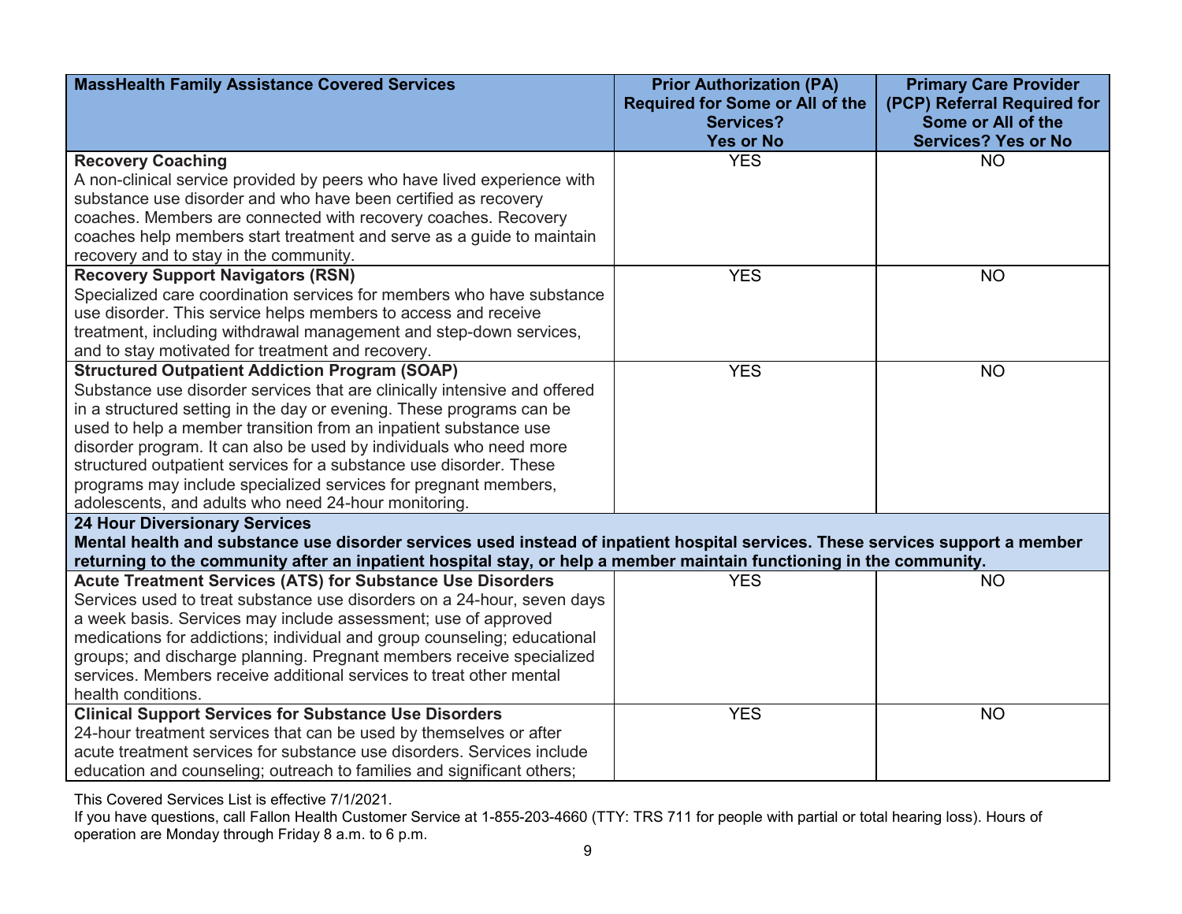| MassHealth Family Assistance Covered Services | Prior Authorization (PA) Required for Some or All of the Services? Yes or No | Primary Care Provider (PCP) Referral Required for Some or All of the Services? Yes or No |
|---|---|---|
| **Recovery Coaching**<br>A non-clinical service provided by peers who have lived experience with substance use disorder and who have been certified as recovery coaches. Members are connected with recovery coaches. Recovery coaches help members start treatment and serve as a guide to maintain recovery and to stay in the community. | YES | NO |
| **Recovery Support Navigators (RSN)**<br>Specialized care coordination services for members who have substance use disorder. This service helps members to access and receive treatment, including withdrawal management and step-down services, and to stay motivated for treatment and recovery. | YES | NO |
| **Structured Outpatient Addiction Program (SOAP)**<br>Substance use disorder services that are clinically intensive and offered in a structured setting in the day or evening. These programs can be used to help a member transition from an inpatient substance use disorder program. It can also be used by individuals who need more structured outpatient services for a substance use disorder. These programs may include specialized services for pregnant members, adolescents, and adults who need 24-hour monitoring. | YES | NO |
| **24 Hour Diversionary Services**<br>**Mental health and substance use disorder services used instead of inpatient hospital services. These services support a member returning to the community after an inpatient hospital stay, or help a member maintain functioning in the community.** | | |
| **Acute Treatment Services (ATS) for Substance Use Disorders**<br>Services used to treat substance use disorders on a 24-hour, seven days a week basis. Services may include assessment; use of approved medications for addictions; individual and group counseling; educational groups; and discharge planning. Pregnant members receive specialized services. Members receive additional services to treat other mental health conditions. | YES | NO |
| **Clinical Support Services for Substance Use Disorders**<br>24-hour treatment services that can be used by themselves or after acute treatment services for substance use disorders. Services include education and counseling; outreach to families and significant others; | YES | NO |

This Covered Services List is effective 7/1/2021.

If you have questions, call Fallon Health Customer Service at 1-855-203-4660 (TTY: TRS 711 for people with partial or total hearing loss). Hours of operation are Monday through Friday 8 a.m. to 6 p.m.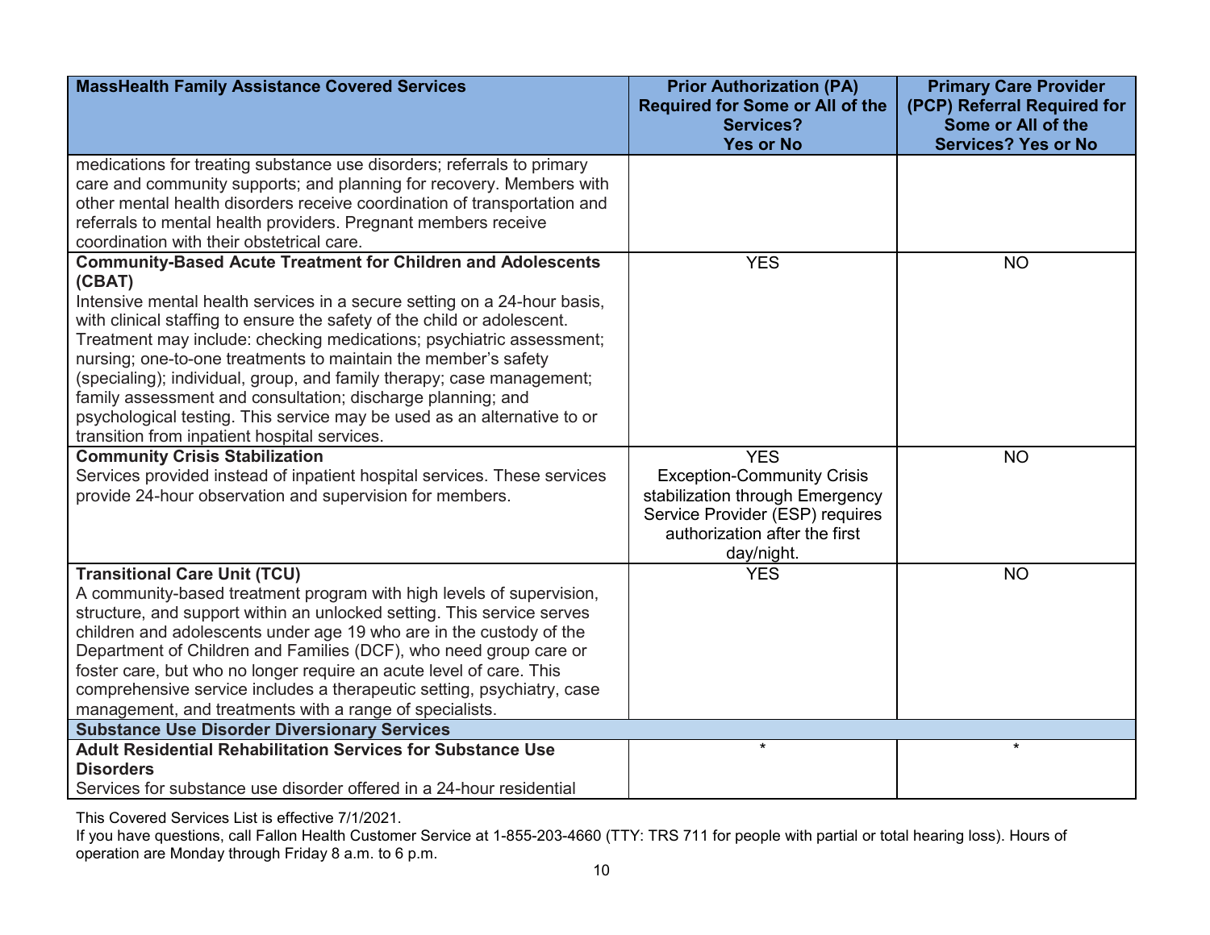| MassHealth Family Assistance Covered Services | Prior Authorization (PA) Required for Some or All of the Services? Yes or No | Primary Care Provider (PCP) Referral Required for Some or All of the Services? Yes or No |
|---|---|---|
| medications for treating substance use disorders; referrals to primary care and community supports; and planning for recovery. Members with other mental health disorders receive coordination of transportation and referrals to mental health providers. Pregnant members receive coordination with their obstetrical care. | | |
| **Community-Based Acute Treatment for Children and Adolescents (CBAT)**<br>Intensive mental health services in a secure setting on a 24-hour basis, with clinical staffing to ensure the safety of the child or adolescent. Treatment may include: checking medications; psychiatric assessment; nursing; one-to-one treatments to maintain the member's safety (specialing); individual, group, and family therapy; case management; family assessment and consultation; discharge planning; and psychological testing. This service may be used as an alternative to or transition from inpatient hospital services. | YES | NO |
| **Community Crisis Stabilization**<br>Services provided instead of inpatient hospital services. These services provide 24-hour observation and supervision for members. | YES<br>Exception-Community Crisis stabilization through Emergency Service Provider (ESP) requires authorization after the first day/night. | NO |
| **Transitional Care Unit (TCU)**<br>A community-based treatment program with high levels of supervision, structure, and support within an unlocked setting. This service serves children and adolescents under age 19 who are in the custody of the Department of Children and Families (DCF), who need group care or foster care, but who no longer require an acute level of care. This comprehensive service includes a therapeutic setting, psychiatry, case management, and treatments with a range of specialists. | YES | NO |
| **Substance Use Disorder Diversionary Services** | | |
| **Adult Residential Rehabilitation Services for Substance Use Disorders**<br>Services for substance use disorder offered in a 24-hour residential | * | * |

This Covered Services List is effective 7/1/2021.

If you have questions, call Fallon Health Customer Service at 1-855-203-4660 (TTY: TRS 711 for people with partial or total hearing loss). Hours of operation are Monday through Friday 8 a.m. to 6 p.m.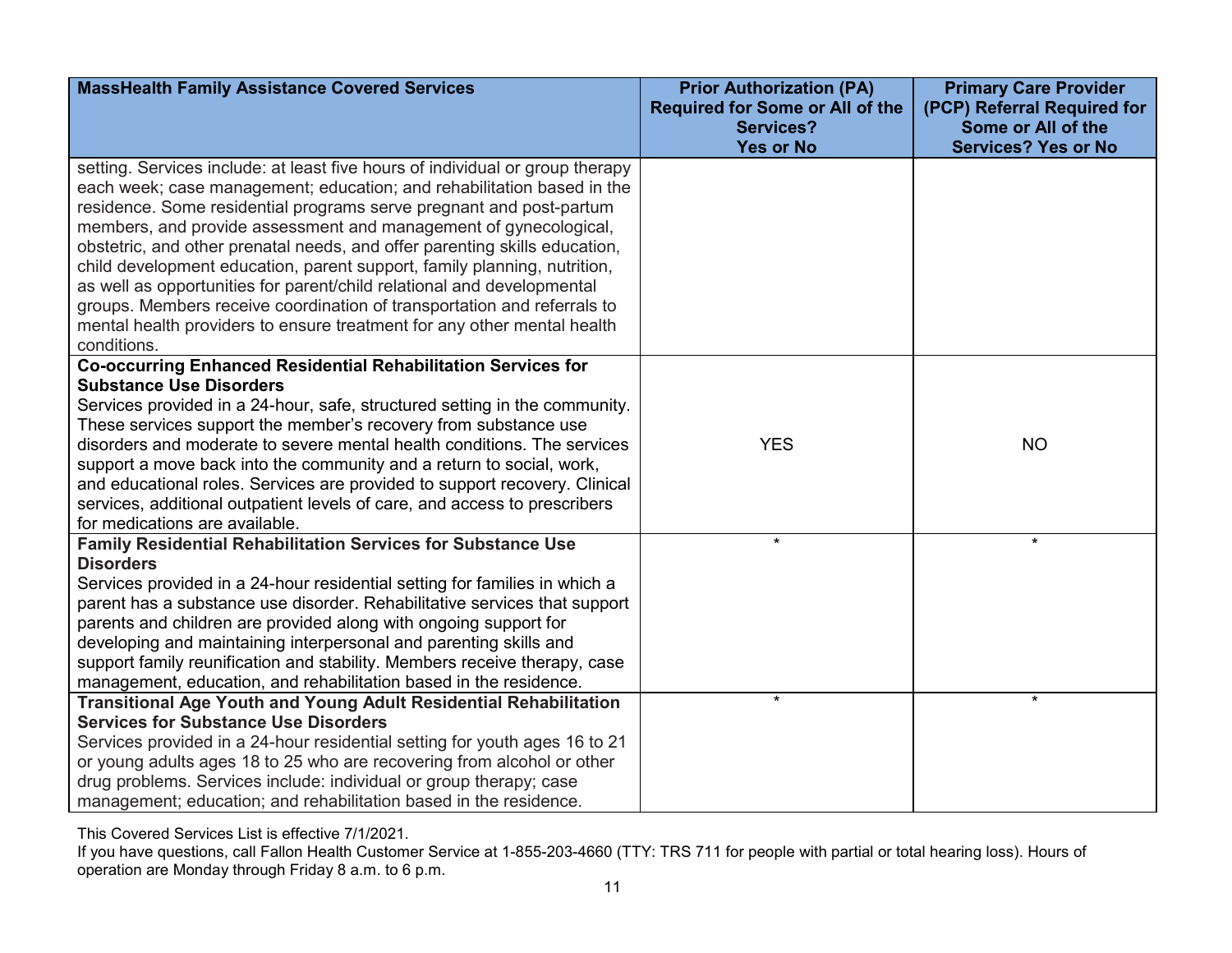| MassHealth Family Assistance Covered Services | Prior Authorization (PA) Required for Some or All of the Services? Yes or No | Primary Care Provider (PCP) Referral Required for Some or All of the Services? Yes or No |
|---|---|---|
| setting. Services include: at least five hours of individual or group therapy each week; case management; education; and rehabilitation based in the residence. Some residential programs serve pregnant and post-partum members, and provide assessment and management of gynecological, obstetric, and other prenatal needs, and offer parenting skills education, child development education, parent support, family planning, nutrition, as well as opportunities for parent/child relational and developmental groups. Members receive coordination of transportation and referrals to mental health providers to ensure treatment for any other mental health conditions. | | |
| **Co-occurring Enhanced Residential Rehabilitation Services for Substance Use Disorders** Services provided in a 24-hour, safe, structured setting in the community. These services support the member's recovery from substance use disorders and moderate to severe mental health conditions. The services support a move back into the community and a return to social, work, and educational roles. Services are provided to support recovery. Clinical services, additional outpatient levels of care, and access to prescribers for medications are available. | YES | NO |
| **Family Residential Rehabilitation Services for Substance Use Disorders** Services provided in a 24-hour residential setting for families in which a parent has a substance use disorder. Rehabilitative services that support parents and children are provided along with ongoing support for developing and maintaining interpersonal and parenting skills and support family reunification and stability. Members receive therapy, case management, education, and rehabilitation based in the residence. | * | * |
| **Transitional Age Youth and Young Adult Residential Rehabilitation Services for Substance Use Disorders** Services provided in a 24-hour residential setting for youth ages 16 to 21 or young adults ages 18 to 25 who are recovering from alcohol or other drug problems. Services include: individual or group therapy; case management; education; and rehabilitation based in the residence. | * | * |

This Covered Services List is effective 7/1/2021.

If you have questions, call Fallon Health Customer Service at 1-855-203-4660 (TTY: TRS 711 for people with partial or total hearing loss). Hours of operation are Monday through Friday 8 a.m. to 6 p.m.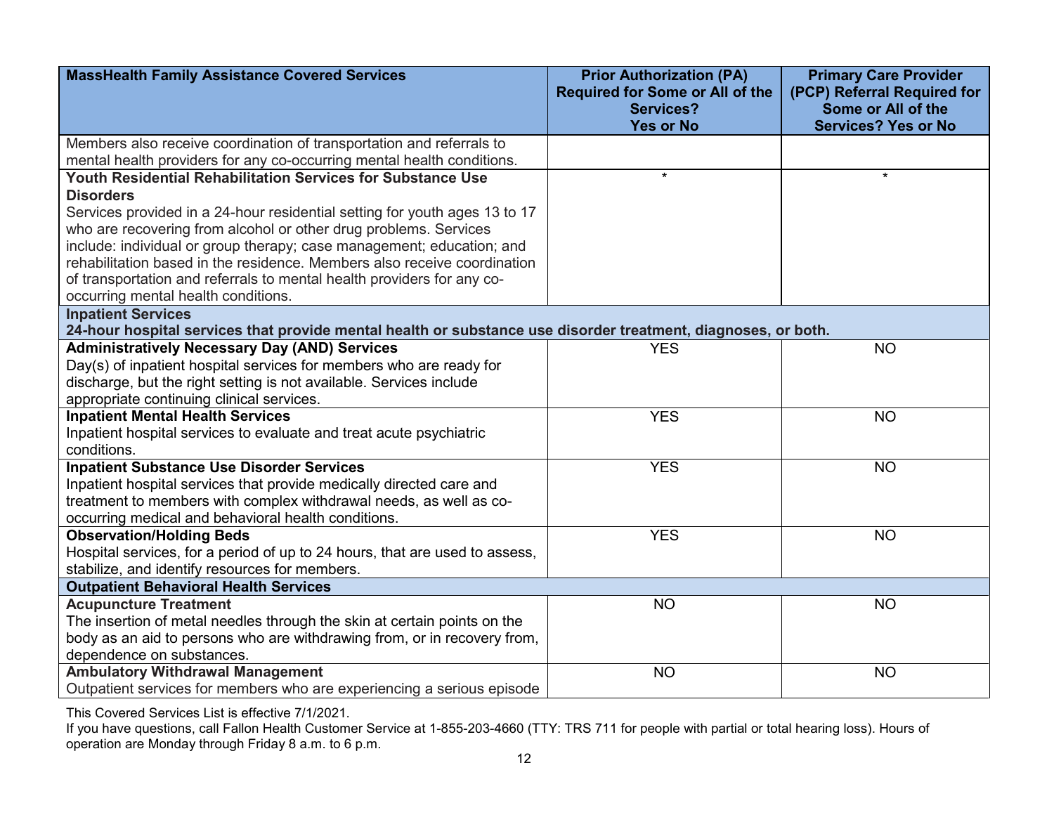| MassHealth Family Assistance Covered Services | Prior Authorization (PA) Required for Some or All of the Services? Yes or No | Primary Care Provider (PCP) Referral Required for Some or All of the Services? Yes or No |
|---|---|---|
| Members also receive coordination of transportation and referrals to mental health providers for any co-occurring mental health conditions. | | |
| **Youth Residential Rehabilitation Services for Substance Use Disorders**<br>Services provided in a 24-hour residential setting for youth ages 13 to 17 who are recovering from alcohol or other drug problems. Services include: individual or group therapy; case management; education; and rehabilitation based in the residence. Members also receive coordination of transportation and referrals to mental health providers for any co-occurring mental health conditions. | * | * |
| **Inpatient Services**<br>**24-hour hospital services that provide mental health or substance use disorder treatment, diagnoses, or both.** | | |
| **Administratively Necessary Day (AND) Services**<br>Day(s) of inpatient hospital services for members who are ready for discharge, but the right setting is not available. Services include appropriate continuing clinical services. | YES | NO |
| **Inpatient Mental Health Services**<br>Inpatient hospital services to evaluate and treat acute psychiatric conditions. | YES | NO |
| **Inpatient Substance Use Disorder Services**<br>Inpatient hospital services that provide medically directed care and treatment to members with complex withdrawal needs, as well as co-occurring medical and behavioral health conditions. | YES | NO |
| **Observation/Holding Beds**<br>Hospital services, for a period of up to 24 hours, that are used to assess, stabilize, and identify resources for members. | YES | NO |
| **Outpatient Behavioral Health Services** | | |
| **Acupuncture Treatment**<br>The insertion of metal needles through the skin at certain points on the body as an aid to persons who are withdrawing from, or in recovery from, dependence on substances. | NO | NO |
| **Ambulatory Withdrawal Management**<br>Outpatient services for members who are experiencing a serious episode | NO | NO |

This Covered Services List is effective 7/1/2021.
If you have questions, call Fallon Health Customer Service at 1-855-203-4660 (TTY: TRS 711 for people with partial or total hearing loss). Hours of operation are Monday through Friday 8 a.m. to 6 p.m.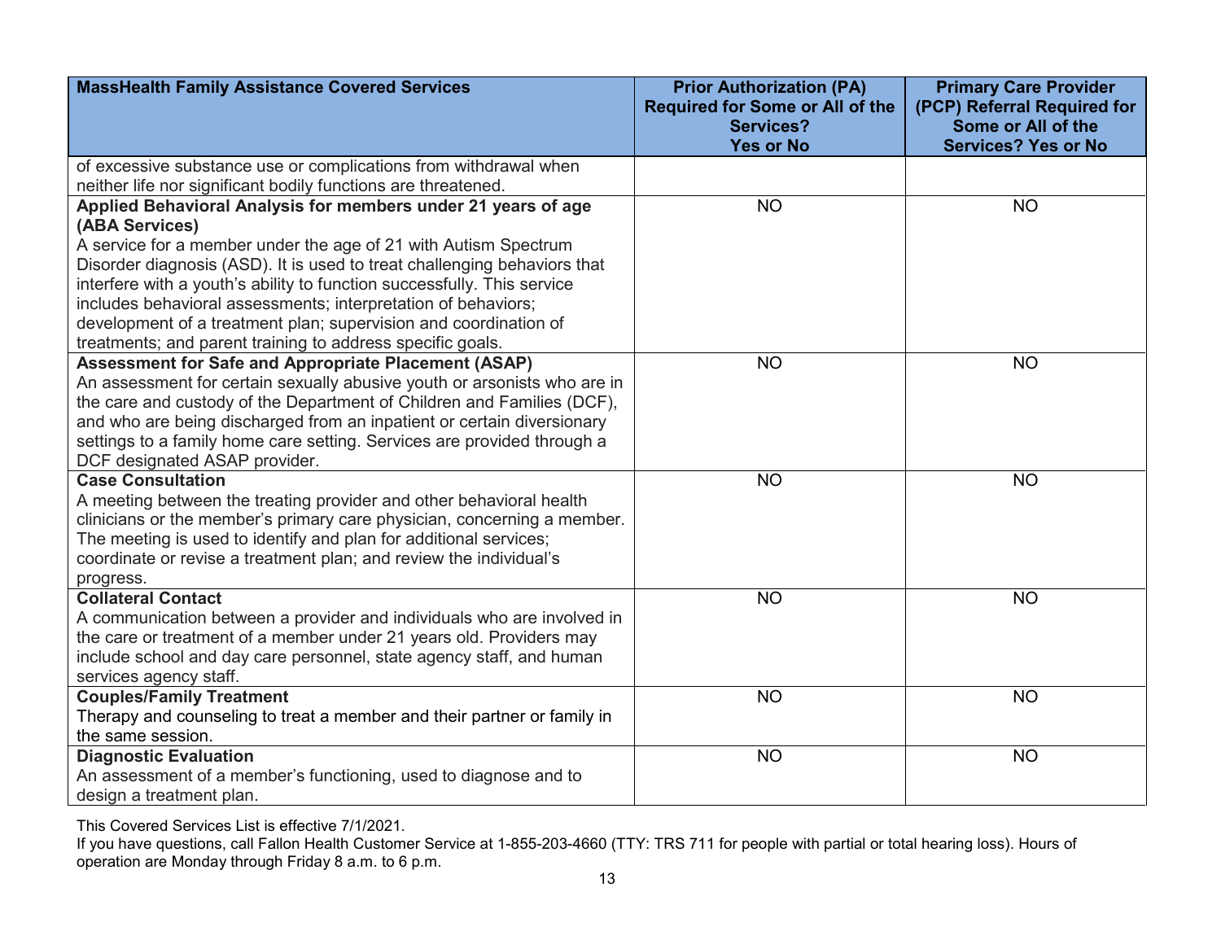| MassHealth Family Assistance Covered Services | Prior Authorization (PA) Required for Some or All of the Services? Yes or No | Primary Care Provider (PCP) Referral Required for Some or All of the Services? Yes or No |
|---|---|---|
| of excessive substance use or complications from withdrawal when neither life nor significant bodily functions are threatened. | | |
| **Applied Behavioral Analysis for members under 21 years of age (ABA Services)** A service for a member under the age of 21 with Autism Spectrum Disorder diagnosis (ASD). It is used to treat challenging behaviors that interfere with a youth's ability to function successfully. This service includes behavioral assessments; interpretation of behaviors; development of a treatment plan; supervision and coordination of treatments; and parent training to address specific goals. | NO | NO |
| **Assessment for Safe and Appropriate Placement (ASAP)** An assessment for certain sexually abusive youth or arsonists who are in the care and custody of the Department of Children and Families (DCF), and who are being discharged from an inpatient or certain diversionary settings to a family home care setting. Services are provided through a DCF designated ASAP provider. | NO | NO |
| **Case Consultation** A meeting between the treating provider and other behavioral health clinicians or the member's primary care physician, concerning a member. The meeting is used to identify and plan for additional services; coordinate or revise a treatment plan; and review the individual's progress. | NO | NO |
| **Collateral Contact** A communication between a provider and individuals who are involved in the care or treatment of a member under 21 years old. Providers may include school and day care personnel, state agency staff, and human services agency staff. | NO | NO |
| **Couples/Family Treatment** Therapy and counseling to treat a member and their partner or family in the same session. | NO | NO |
| **Diagnostic Evaluation** An assessment of a member's functioning, used to diagnose and to design a treatment plan. | NO | NO |

This Covered Services List is effective 7/1/2021.
If you have questions, call Fallon Health Customer Service at 1-855-203-4660 (TTY: TRS 711 for people with partial or total hearing loss). Hours of operation are Monday through Friday 8 a.m. to 6 p.m.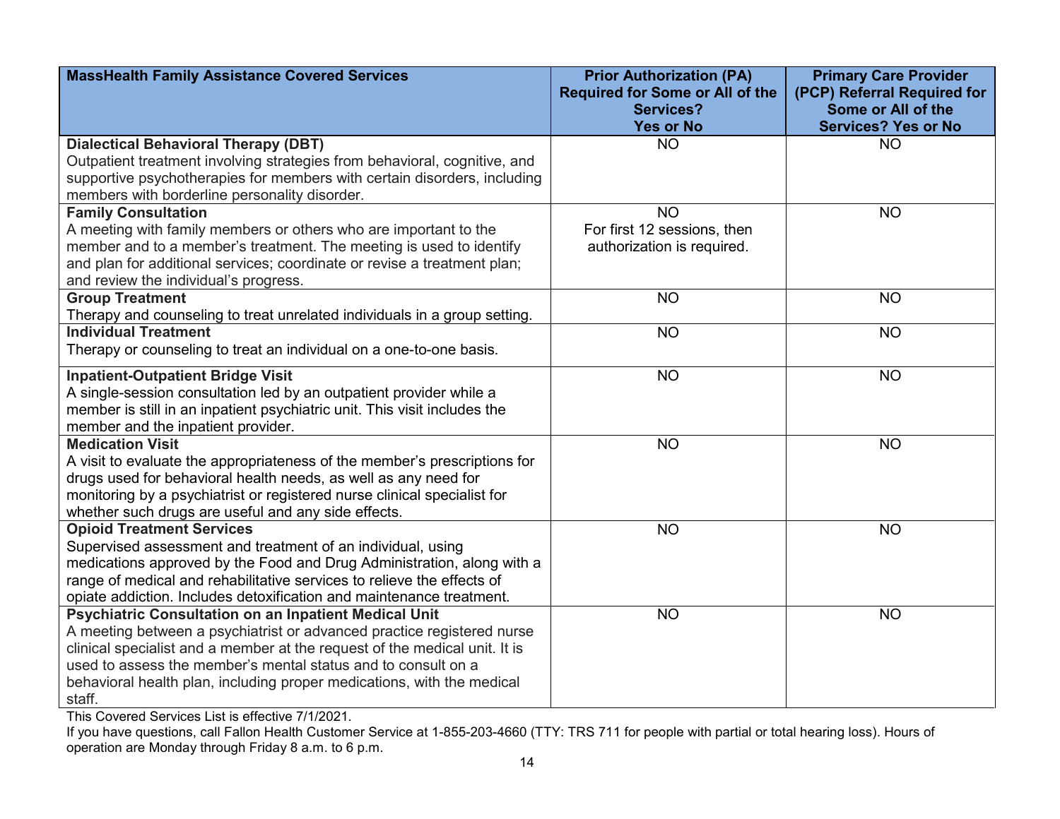| MassHealth Family Assistance Covered Services | Prior Authorization (PA) Required for Some or All of the Services? Yes or No | Primary Care Provider (PCP) Referral Required for Some or All of the Services? Yes or No |
|---|---|---|
| **Dialectical Behavioral Therapy (DBT)**<br>Outpatient treatment involving strategies from behavioral, cognitive, and supportive psychotherapies for members with certain disorders, including members with borderline personality disorder. | NO | NO |
| **Family Consultation**<br>A meeting with family members or others who are important to the member and to a member's treatment. The meeting is used to identify and plan for additional services; coordinate or revise a treatment plan; and review the individual's progress. | NO<br>For first 12 sessions, then authorization is required. | NO |
| **Group Treatment**<br>Therapy and counseling to treat unrelated individuals in a group setting. | NO | NO |
| **Individual Treatment**<br>Therapy or counseling to treat an individual on a one-to-one basis. | NO | NO |
| **Inpatient-Outpatient Bridge Visit**<br>A single-session consultation led by an outpatient provider while a member is still in an inpatient psychiatric unit. This visit includes the member and the inpatient provider. | NO | NO |
| **Medication Visit**<br>A visit to evaluate the appropriateness of the member's prescriptions for drugs used for behavioral health needs, as well as any need for monitoring by a psychiatrist or registered nurse clinical specialist for whether such drugs are useful and any side effects. | NO | NO |
| **Opioid Treatment Services**<br>Supervised assessment and treatment of an individual, using medications approved by the Food and Drug Administration, along with a range of medical and rehabilitative services to relieve the effects of opiate addiction. Includes detoxification and maintenance treatment. | NO | NO |
| **Psychiatric Consultation on an Inpatient Medical Unit**<br>A meeting between a psychiatrist or advanced practice registered nurse clinical specialist and a member at the request of the medical unit. It is used to assess the member's mental status and to consult on a behavioral health plan, including proper medications, with the medical staff. | NO | NO |

This Covered Services List is effective 7/1/2021.

If you have questions, call Fallon Health Customer Service at 1-855-203-4660 (TTY: TRS 711 for people with partial or total hearing loss). Hours of operation are Monday through Friday 8 a.m. to 6 p.m.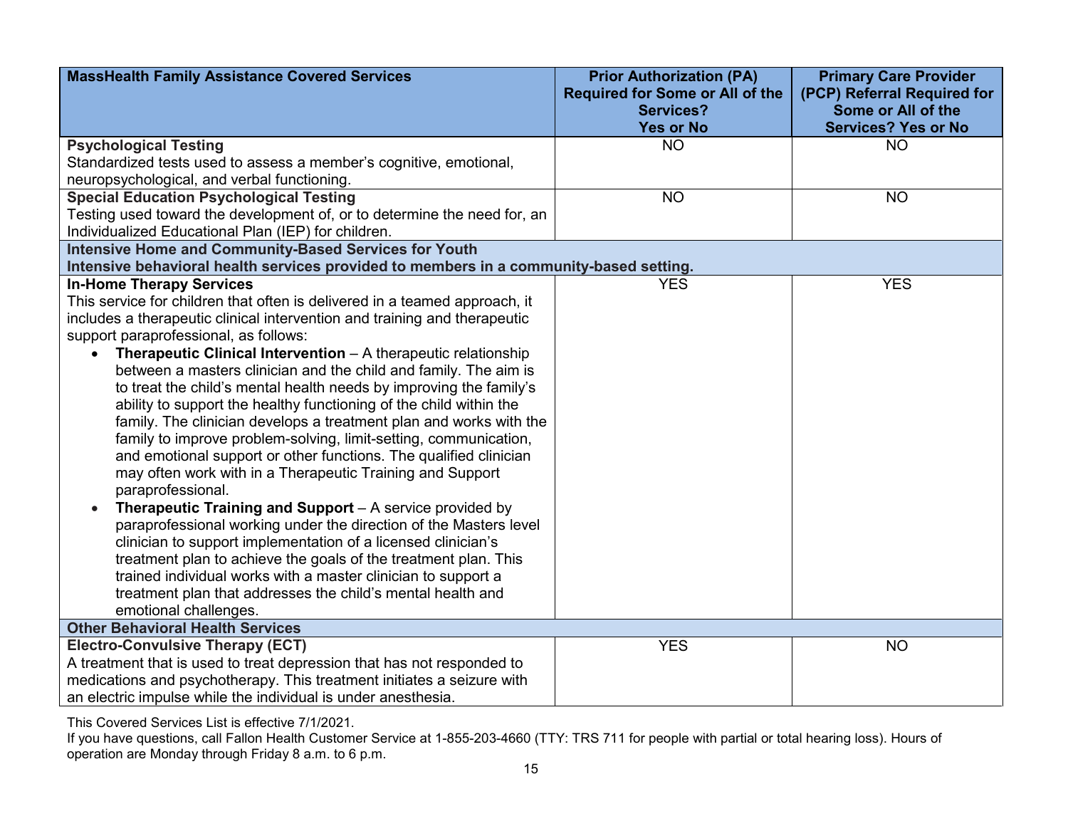| MassHealth Family Assistance Covered Services | Prior Authorization (PA) Required for Some or All of the Services? Yes or No | Primary Care Provider (PCP) Referral Required for Some or All of the Services? Yes or No |
|---|---|---|
| **Psychological Testing**<br>Standardized tests used to assess a member's cognitive, emotional, neuropsychological, and verbal functioning. | NO | NO |
| **Special Education Psychological Testing**<br>Testing used toward the development of, or to determine the need for, an Individualized Educational Plan (IEP) for children. | NO | NO |
| **Intensive Home and Community-Based Services for Youth**<br>**Intensive behavioral health services provided to members in a community-based setting.** | | |
| **In-Home Therapy Services**<br>This service for children that often is delivered in a teamed approach, it includes a therapeutic clinical intervention and training and therapeutic support paraprofessional, as follows:<br>• **Therapeutic Clinical Intervention** – A therapeutic relationship between a masters clinician and the child and family. The aim is to treat the child's mental health needs by improving the family's ability to support the healthy functioning of the child within the family. The clinician develops a treatment plan and works with the family to improve problem-solving, limit-setting, communication, and emotional support or other functions. The qualified clinician may often work with in a Therapeutic Training and Support paraprofessional.<br>• **Therapeutic Training and Support** – A service provided by paraprofessional working under the direction of the Masters level clinician to support implementation of a licensed clinician's treatment plan to achieve the goals of the treatment plan. This trained individual works with a master clinician to support a treatment plan that addresses the child's mental health and emotional challenges. | YES | YES |
| **Other Behavioral Health Services** | | |
| **Electro-Convulsive Therapy (ECT)**<br>A treatment that is used to treat depression that has not responded to medications and psychotherapy. This treatment initiates a seizure with an electric impulse while the individual is under anesthesia. | YES | NO |

This Covered Services List is effective 7/1/2021.

If you have questions, call Fallon Health Customer Service at 1-855-203-4660 (TTY: TRS 711 for people with partial or total hearing loss). Hours of operation are Monday through Friday 8 a.m. to 6 p.m.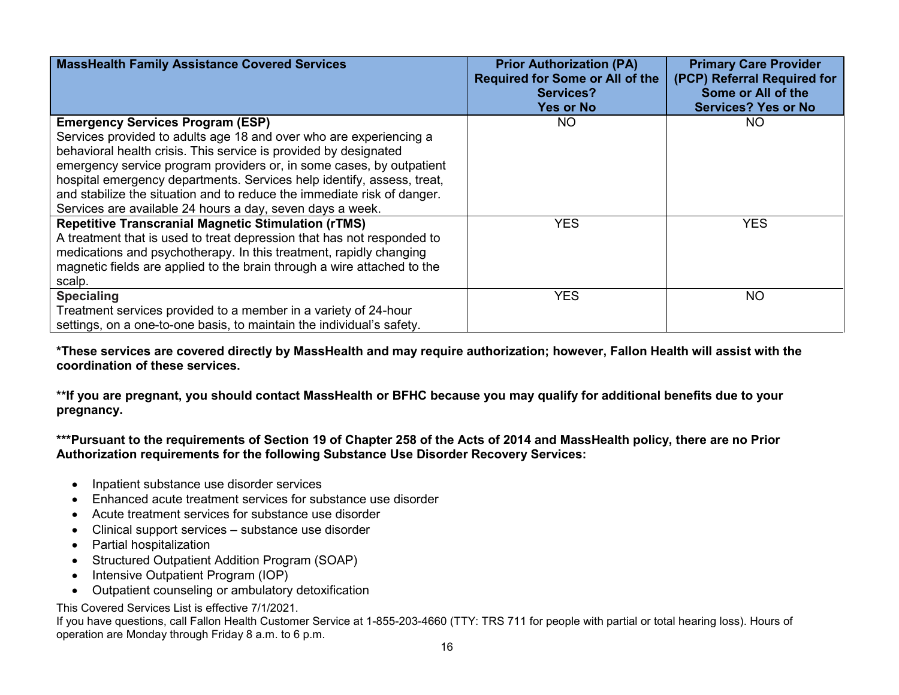| MassHealth Family Assistance Covered Services | Prior Authorization (PA) Required for Some or All of the Services? Yes or No | Primary Care Provider (PCP) Referral Required for Some or All of the Services? Yes or No |
|---|---|---|
| **Emergency Services Program (ESP)** Services provided to adults age 18 and over who are experiencing a behavioral health crisis. This service is provided by designated emergency service program providers or, in some cases, by outpatient hospital emergency departments. Services help identify, assess, treat, and stabilize the situation and to reduce the immediate risk of danger. Services are available 24 hours a day, seven days a week. | NO | NO |
| **Repetitive Transcranial Magnetic Stimulation (rTMS)** A treatment that is used to treat depression that has not responded to medications and psychotherapy. In this treatment, rapidly changing magnetic fields are applied to the brain through a wire attached to the scalp. | YES | YES |
| **Specialing** Treatment services provided to a member in a variety of 24-hour settings, on a one-to-one basis, to maintain the individual's safety. | YES | NO |

**\*These services are covered directly by MassHealth and may require authorization; however, Fallon Health will assist with the coordination of these services.**

**\*\*If you are pregnant, you should contact MassHealth or BFHC because you may qualify for additional benefits due to your pregnancy.**

**\*\*\*Pursuant to the requirements of Section 19 of Chapter 258 of the Acts of 2014 and MassHealth policy, there are no Prior Authorization requirements for the following Substance Use Disorder Recovery Services:**

- Inpatient substance use disorder services
- Enhanced acute treatment services for substance use disorder
- Acute treatment services for substance use disorder
- Clinical support services – substance use disorder
- Partial hospitalization
- Structured Outpatient Addition Program (SOAP)
- Intensive Outpatient Program (IOP)
- Outpatient counseling or ambulatory detoxification

This Covered Services List is effective 7/1/2021.
If you have questions, call Fallon Health Customer Service at 1-855-203-4660 (TTY: TRS 711 for people with partial or total hearing loss). Hours of operation are Monday through Friday 8 a.m. to 6 p.m.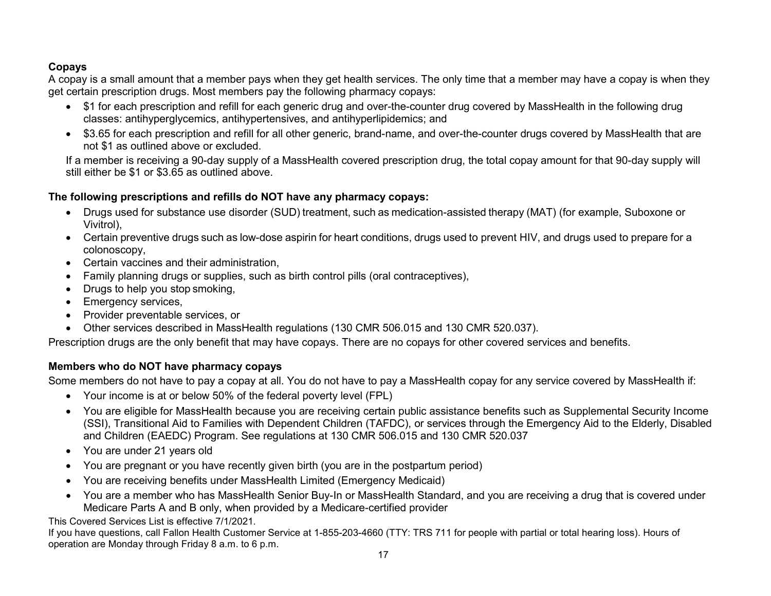**Copays**

A copay is a small amount that a member pays when they get health services. The only time that a member may have a copay is when they get certain prescription drugs. Most members pay the following pharmacy copays:

- $1 for each prescription and refill for each generic drug and over-the-counter drug covered by MassHealth in the following drug classes: antihyperglycemics, antihypertensives, and antihyperlipidemics; and
- $3.65 for each prescription and refill for all other generic, brand-name, and over-the-counter drugs covered by MassHealth that are not $1 as outlined above or excluded.

If a member is receiving a 90-day supply of a MassHealth covered prescription drug, the total copay amount for that 90-day supply will still either be $1 or $3.65 as outlined above.

**The following prescriptions and refills do NOT have any pharmacy copays:**

- Drugs used for substance use disorder (SUD) treatment, such as medication-assisted therapy (MAT) (for example, Suboxone or Vivitrol),
- Certain preventive drugs such as low-dose aspirin for heart conditions, drugs used to prevent HIV, and drugs used to prepare for a colonoscopy,
- Certain vaccines and their administration,
- Family planning drugs or supplies, such as birth control pills (oral contraceptives),
- Drugs to help you stop smoking,
- Emergency services,
- Provider preventable services, or
- Other services described in MassHealth regulations (130 CMR 506.015 and 130 CMR 520.037).

Prescription drugs are the only benefit that may have copays. There are no copays for other covered services and benefits.

**Members who do NOT have pharmacy copays**

Some members do not have to pay a copay at all. You do not have to pay a MassHealth copay for any service covered by MassHealth if:

- Your income is at or below 50% of the federal poverty level (FPL)
- You are eligible for MassHealth because you are receiving certain public assistance benefits such as Supplemental Security Income (SSI), Transitional Aid to Families with Dependent Children (TAFDC), or services through the Emergency Aid to the Elderly, Disabled and Children (EAEDC) Program. See regulations at 130 CMR 506.015 and 130 CMR 520.037
- You are under 21 years old
- You are pregnant or you have recently given birth (you are in the postpartum period)
- You are receiving benefits under MassHealth Limited (Emergency Medicaid)
- You are a member who has MassHealth Senior Buy-In or MassHealth Standard, and you are receiving a drug that is covered under Medicare Parts A and B only, when provided by a Medicare-certified provider

This Covered Services List is effective 7/1/2021.

If you have questions, call Fallon Health Customer Service at 1-855-203-4660 (TTY: TRS 711 for people with partial or total hearing loss). Hours of operation are Monday through Friday 8 a.m. to 6 p.m.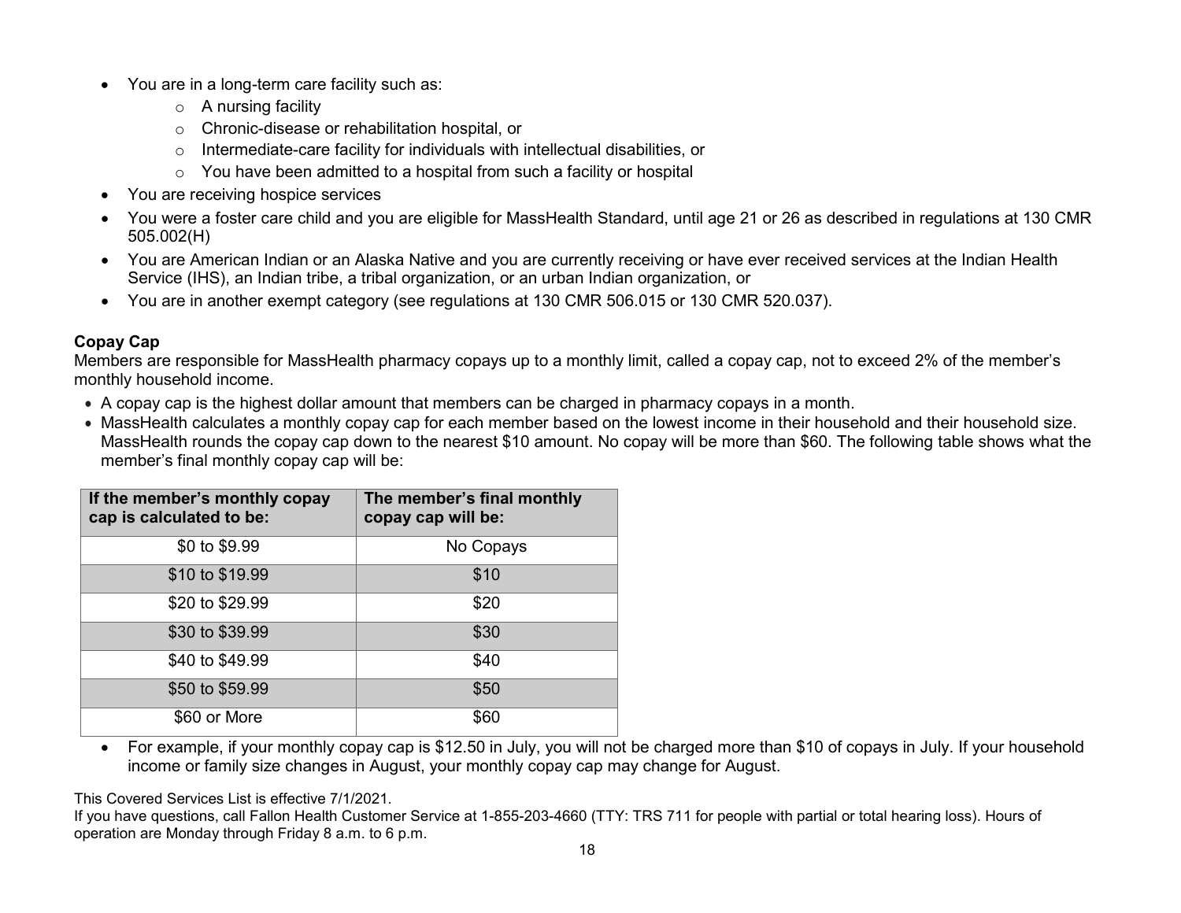- You are in a long-term care facility such as:
    - A nursing facility
    - Chronic-disease or rehabilitation hospital, or
    - Intermediate-care facility for individuals with intellectual disabilities, or
    - You have been admitted to a hospital from such a facility or hospital
- You are receiving hospice services
- You were a foster care child and you are eligible for MassHealth Standard, until age 21 or 26 as described in regulations at 130 CMR 505.002(H)
- You are American Indian or an Alaska Native and you are currently receiving or have ever received services at the Indian Health Service (IHS), an Indian tribe, a tribal organization, or an urban Indian organization, or
- You are in another exempt category (see regulations at 130 CMR 506.015 or 130 CMR 520.037).

**Copay Cap**

Members are responsible for MassHealth pharmacy copays up to a monthly limit, called a copay cap, not to exceed 2% of the member's monthly household income.

- A copay cap is the highest dollar amount that members can be charged in pharmacy copays in a month.
- MassHealth calculates a monthly copay cap for each member based on the lowest income in their household and their household size. MassHealth rounds the copay cap down to the nearest $10 amount. No copay will be more than $60. The following table shows what the member's final monthly copay cap will be:

| If the member's monthly copay cap is calculated to be: | The member's final monthly copay cap will be: |
|---|---|
| $0 to $9.99 | No Copays |
| $10 to $19.99 | $10 |
| $20 to $29.99 | $20 |
| $30 to $39.99 | $30 |
| $40 to $49.99 | $40 |
| $50 to $59.99 | $50 |
| $60 or More | $60 |

- For example, if your monthly copay cap is $12.50 in July, you will not be charged more than $10 of copays in July. If your household income or family size changes in August, your monthly copay cap may change for August.

This Covered Services List is effective 7/1/2021.

If you have questions, call Fallon Health Customer Service at 1-855-203-4660 (TTY: TRS 711 for people with partial or total hearing loss). Hours of operation are Monday through Friday 8 a.m. to 6 p.m.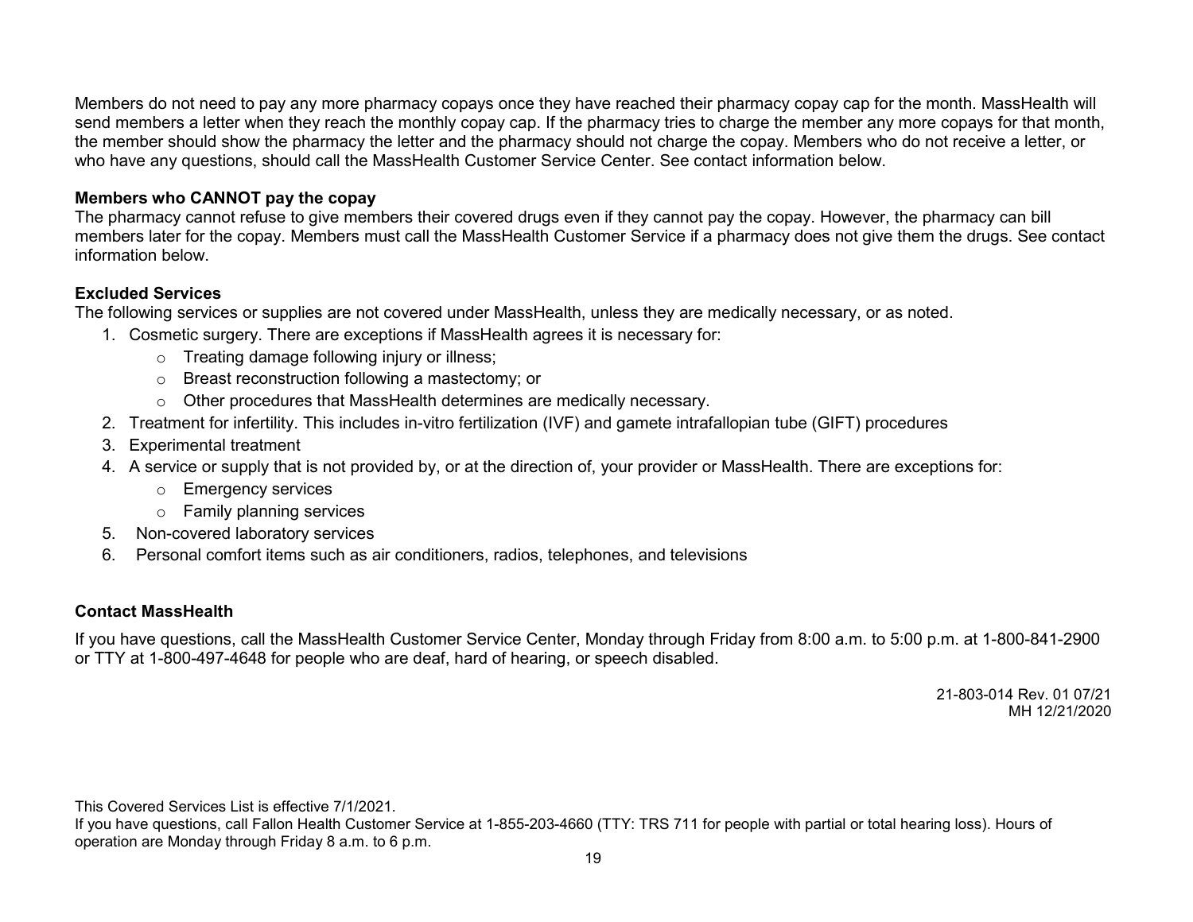Members do not need to pay any more pharmacy copays once they have reached their pharmacy copay cap for the month. MassHealth will send members a letter when they reach the monthly copay cap. If the pharmacy tries to charge the member any more copays for that month, the member should show the pharmacy the letter and the pharmacy should not charge the copay. Members who do not receive a letter, or who have any questions, should call the MassHealth Customer Service Center. See contact information below.

**Members who CANNOT pay the copay**

The pharmacy cannot refuse to give members their covered drugs even if they cannot pay the copay. However, the pharmacy can bill members later for the copay. Members must call the MassHealth Customer Service if a pharmacy does not give them the drugs. See contact information below.

**Excluded Services**

The following services or supplies are not covered under MassHealth, unless they are medically necessary, or as noted.

1. Cosmetic surgery. There are exceptions if MassHealth agrees it is necessary for:
   - Treating damage following injury or illness;
   - Breast reconstruction following a mastectomy; or
   - Other procedures that MassHealth determines are medically necessary.
2. Treatment for infertility. This includes in-vitro fertilization (IVF) and gamete intrafallopian tube (GIFT) procedures
3. Experimental treatment
4. A service or supply that is not provided by, or at the direction of, your provider or MassHealth. There are exceptions for:
   - Emergency services
   - Family planning services
5. Non-covered laboratory services
6. Personal comfort items such as air conditioners, radios, telephones, and televisions

**Contact MassHealth**

If you have questions, call the MassHealth Customer Service Center, Monday through Friday from 8:00 a.m. to 5:00 p.m. at 1-800-841-2900 or TTY at 1-800-497-4648 for people who are deaf, hard of hearing, or speech disabled.

21-803-014 Rev. 01 07/21
MH 12/21/2020

This Covered Services List is effective 7/1/2021.
If you have questions, call Fallon Health Customer Service at 1-855-203-4660 (TTY: TRS 711 for people with partial or total hearing loss). Hours of operation are Monday through Friday 8 a.m. to 6 p.m.